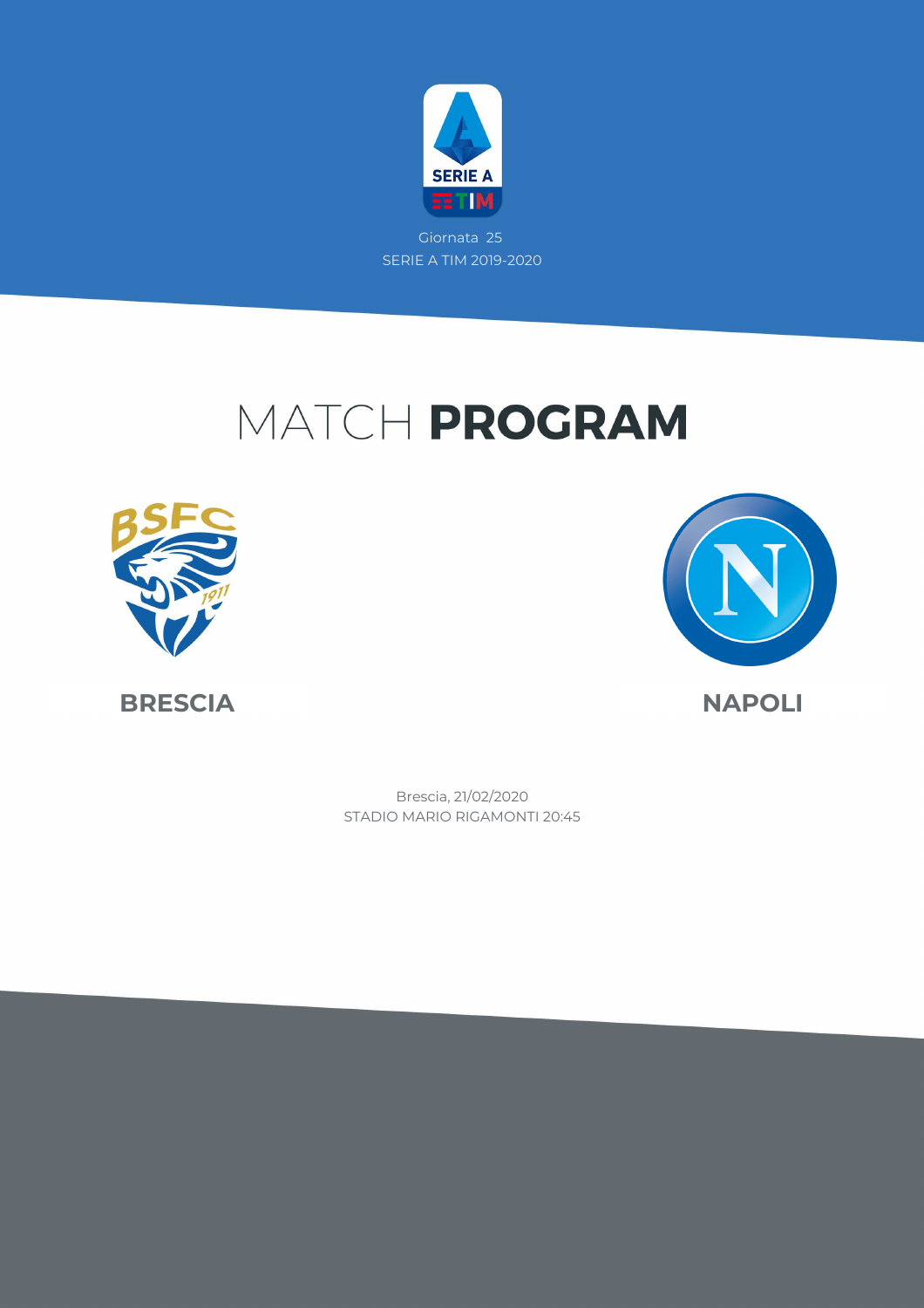Giornata 25

SERIE A TIM 2019-2020

# MATCH **PROGRAM**

**BRESCIA**

**NAPOLI**

Brescia, 21/02/2020

STADIO MARIO RIGAMONTI 20:45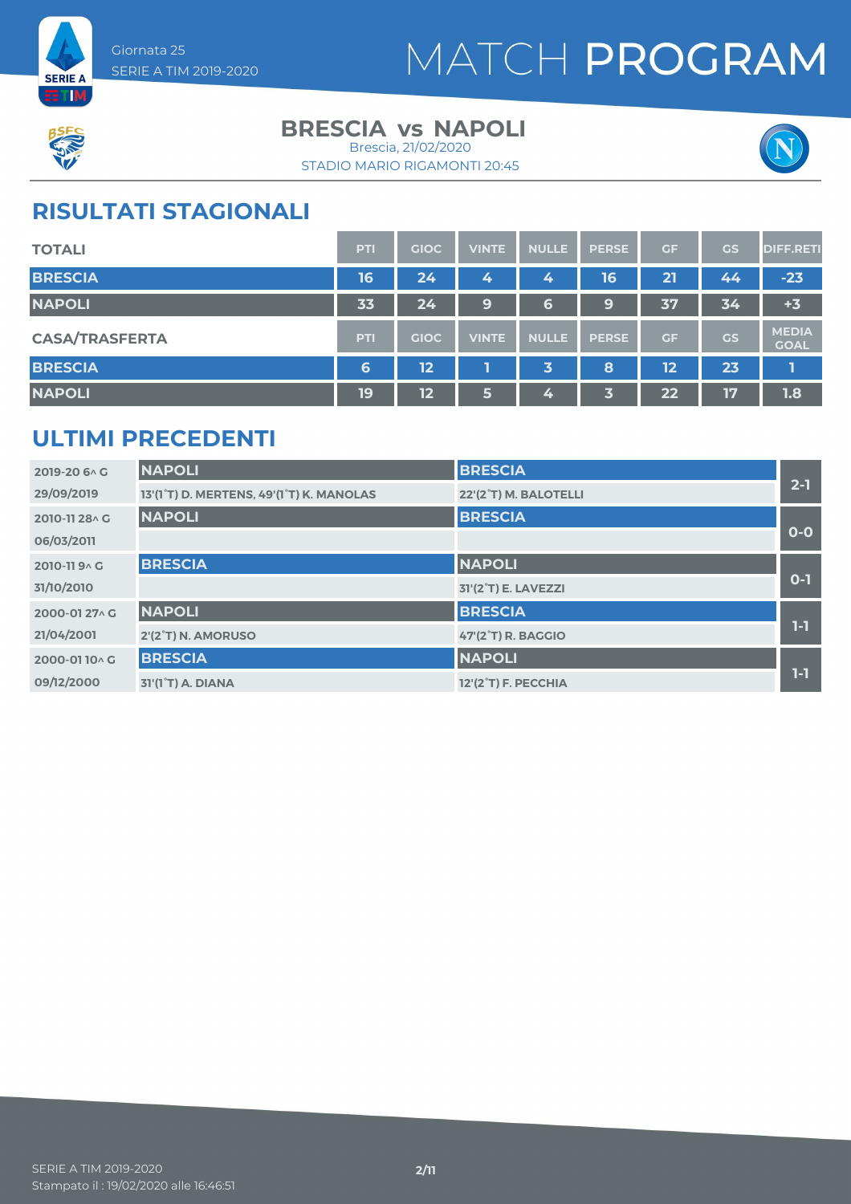Giornata 25
SERIE A TIM 2019-2020

# MATCH PROGRAM

**BRESCIA vs NAPOLI**
Brescia, 21/02/2020
STADIO MARIO RIGAMONTI 20:45

## RISULTATI STAGIONALI

| TOTALI | PTI | GIOC | VINTE | NULLE | PERSE | GF | GS | DIFF.RETI |
|---|---|---|---|---|---|---|---|---|
| BRESCIA | 16 | 24 | 4 | 4 | 16 | 21 | 44 | -23 |
| NAPOLI | 33 | 24 | 9 | 6 | 9 | 37 | 34 | +3 |

| CASA/TRASFERTA | PTI | GIOC | VINTE | NULLE | PERSE | GF | GS | MEDIA GOAL |
|---|---|---|---|---|---|---|---|---|
| BRESCIA | 6 | 12 | 1 | 3 | 8 | 12 | 23 | 1 |
| NAPOLI | 19 | 12 | 5 | 4 | 3 | 22 | 17 | 1.8 |

## ULTIMI PRECEDENTI

| Giornata / Data | Casa | Trasferta | Risultato |
|---|---|---|---|
| 2019-20 6^ G 29/09/2019 | NAPOLI<br>13'(1°T) D. MERTENS, 49'(1°T) K. MANOLAS | BRESCIA<br>22'(2°T) M. BALOTELLI | 2-1 |
| 2010-11 28^ G 06/03/2011 | NAPOLI | BRESCIA | 0-0 |
| 2010-11 9^ G 31/10/2010 | BRESCIA | NAPOLI<br>31'(2°T) E. LAVEZZI | 0-1 |
| 2000-01 27^ G 21/04/2001 | NAPOLI<br>2'(2°T) N. AMORUSO | BRESCIA<br>47'(2°T) R. BAGGIO | 1-1 |
| 2000-01 10^ G 09/12/2000 | BRESCIA<br>31'(1°T) A. DIANA | NAPOLI<br>12'(2°T) F. PECCHIA | 1-1 |

SERIE A TIM 2019-2020
Stampato il : 19/02/2020 alle 16:46:51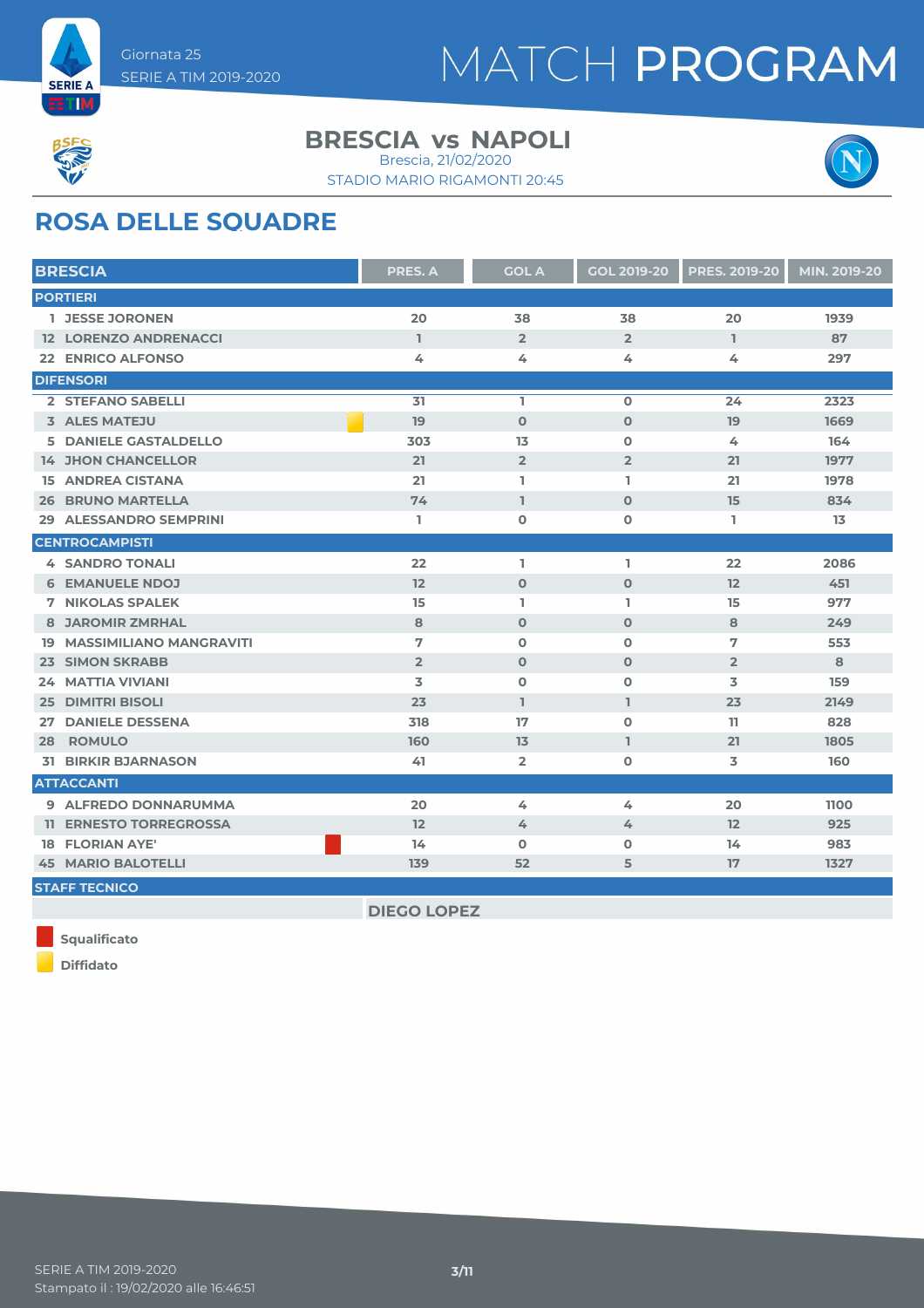# MATCH PROGRAM

Giornata 25
SERIE A TIM 2019-2020

## BRESCIA vs NAPOLI

Brescia, 21/02/2020
STADIO MARIO RIGAMONTI 20:45

## ROSA DELLE SQUADRE

| BRESCIA | PRES. A | GOL A | GOL 2019-20 | PRES. 2019-20 | MIN. 2019-20 |
|---|---|---|---|---|---|
| **PORTIERI** | | | | | |
| 1 JESSE JORONEN | 20 | 38 | 38 | 20 | 1939 |
| 12 LORENZO ANDRENACCI | 1 | 2 | 2 | 1 | 87 |
| 22 ENRICO ALFONSO | 4 | 4 | 4 | 4 | 297 |
| **DIFENSORI** | | | | | |
| 2 STEFANO SABELLI | 31 | 1 | 0 | 24 | 2323 |
| 3 ALES MATEJU (Diffidato) | 19 | 0 | 0 | 19 | 1669 |
| 5 DANIELE GASTALDELLO | 303 | 13 | 0 | 4 | 164 |
| 14 JHON CHANCELLOR | 21 | 2 | 2 | 21 | 1977 |
| 15 ANDREA CISTANA | 21 | 1 | 1 | 21 | 1978 |
| 26 BRUNO MARTELLA | 74 | 1 | 0 | 15 | 834 |
| 29 ALESSANDRO SEMPRINI | 1 | 0 | 0 | 1 | 13 |
| **CENTROCAMPISTI** | | | | | |
| 4 SANDRO TONALI | 22 | 1 | 1 | 22 | 2086 |
| 6 EMANUELE NDOJ | 12 | 0 | 0 | 12 | 451 |
| 7 NIKOLAS SPALEK | 15 | 1 | 1 | 15 | 977 |
| 8 JAROMIR ZMRHAL | 8 | 0 | 0 | 8 | 249 |
| 19 MASSIMILIANO MANGRAVITI | 7 | 0 | 0 | 7 | 553 |
| 23 SIMON SKRABB | 2 | 0 | 0 | 2 | 8 |
| 24 MATTIA VIVIANI | 3 | 0 | 0 | 3 | 159 |
| 25 DIMITRI BISOLI | 23 | 1 | 1 | 23 | 2149 |
| 27 DANIELE DESSENA | 318 | 17 | 0 | 11 | 828 |
| 28 ROMULO | 160 | 13 | 1 | 21 | 1805 |
| 31 BIRKIR BJARNASON | 41 | 2 | 0 | 3 | 160 |
| **ATTACCANTI** | | | | | |
| 9 ALFREDO DONNARUMMA | 20 | 4 | 4 | 20 | 1100 |
| 11 ERNESTO TORREGROSSA | 12 | 4 | 4 | 12 | 925 |
| 18 FLORIAN AYE' (Squalificato) | 14 | 0 | 0 | 14 | 983 |
| 45 MARIO BALOTELLI | 139 | 52 | 5 | 17 | 1327 |

**STAFF TECNICO**

DIEGO LOPEZ

- Squalificato (cartellino rosso)
- Diffidato (cartellino giallo)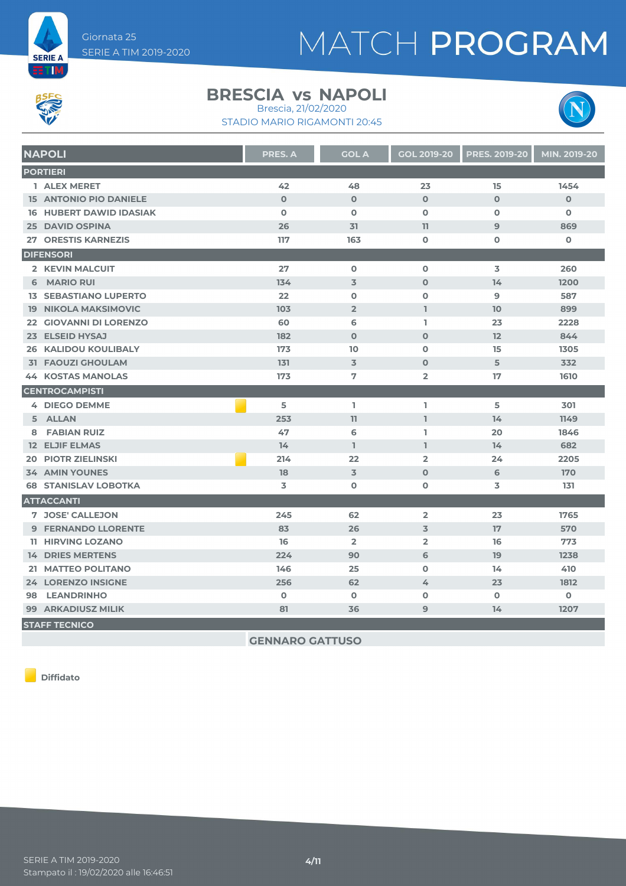Giornata 25
SERIE A TIM 2019-2020

# MATCH PROGRAM

## BRESCIA vs NAPOLI

Brescia, 21/02/2020
STADIO MARIO RIGAMONTI 20:45

| NAPOLI | | PRES. A | GOL A | GOL 2019-20 | PRES. 2019-20 | MIN. 2019-20 |
|---|---|---|---|---|---|---|
| **PORTIERI** | | | | | | |
| 1 ALEX MERET | | 42 | 48 | 23 | 15 | 1454 |
| 15 ANTONIO PIO DANIELE | | 0 | 0 | 0 | 0 | 0 |
| 16 HUBERT DAWID IDASIAK | | 0 | 0 | 0 | 0 | 0 |
| 25 DAVID OSPINA | | 26 | 31 | 11 | 9 | 869 |
| 27 ORESTIS KARNEZIS | | 117 | 163 | 0 | 0 | 0 |
| **DIFENSORI** | | | | | | |
| 2 KEVIN MALCUIT | | 27 | 0 | 0 | 3 | 260 |
| 6 MARIO RUI | | 134 | 3 | 0 | 14 | 1200 |
| 13 SEBASTIANO LUPERTO | | 22 | 0 | 0 | 9 | 587 |
| 19 NIKOLA MAKSIMOVIC | | 103 | 2 | 1 | 10 | 899 |
| 22 GIOVANNI DI LORENZO | | 60 | 6 | 1 | 23 | 2228 |
| 23 ELSEID HYSAJ | | 182 | 0 | 0 | 12 | 844 |
| 26 KALIDOU KOULIBALY | | 173 | 10 | 0 | 15 | 1305 |
| 31 FAOUZI GHOULAM | | 131 | 3 | 0 | 5 | 332 |
| 44 KOSTAS MANOLAS | | 173 | 7 | 2 | 17 | 1610 |
| **CENTROCAMPISTI** | | | | | | |
| 4 DIEGO DEMME | Diffidato | 5 | 1 | 1 | 5 | 301 |
| 5 ALLAN | | 253 | 11 | 1 | 14 | 1149 |
| 8 FABIAN RUIZ | | 47 | 6 | 1 | 20 | 1846 |
| 12 ELJIF ELMAS | | 14 | 1 | 1 | 14 | 682 |
| 20 PIOTR ZIELINSKI | Diffidato | 214 | 22 | 2 | 24 | 2205 |
| 34 AMIN YOUNES | | 18 | 3 | 0 | 6 | 170 |
| 68 STANISLAV LOBOTKA | | 3 | 0 | 0 | 3 | 131 |
| **ATTACCANTI** | | | | | | |
| 7 JOSE' CALLEJON | | 245 | 62 | 2 | 23 | 1765 |
| 9 FERNANDO LLORENTE | | 83 | 26 | 3 | 17 | 570 |
| 11 HIRVING LOZANO | | 16 | 2 | 2 | 16 | 773 |
| 14 DRIES MERTENS | | 224 | 90 | 6 | 19 | 1238 |
| 21 MATTEO POLITANO | | 146 | 25 | 0 | 14 | 410 |
| 24 LORENZO INSIGNE | | 256 | 62 | 4 | 23 | 1812 |
| 98 LEANDRINHO | | 0 | 0 | 0 | 0 | 0 |
| 99 ARKADIUSZ MILIK | | 81 | 36 | 9 | 14 | 1207 |
| **STAFF TECNICO** | | | | | | |
| | | GENNARO GATTUSO | | | | |

Diffidato

SERIE A TIM 2019-2020
Stampato il : 19/02/2020 alle 16:46:51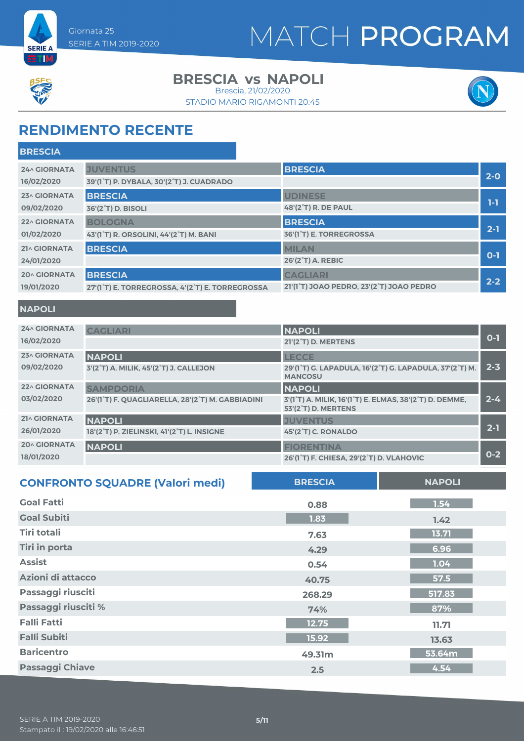Giornata 25
SERIE A TIM 2019-2020

# MATCH PROGRAM

## BRESCIA vs NAPOLI

Brescia, 21/02/2020
STADIO MARIO RIGAMONTI 20:45

## RENDIMENTO RECENTE

### BRESCIA

| Giornata | Casa | Ospite | Risultato |
|---|---|---|---|
| 24^ GIORNATA 16/02/2020 | JUVENTUS<br>39'(1°T) P. DYBALA, 30'(2°T) J. CUADRADO | BRESCIA | 2-0 |
| 23^ GIORNATA 09/02/2020 | BRESCIA<br>36'(2°T) D. BISOLI | UDINESE<br>48'(2°T) R. DE PAUL | 1-1 |
| 22^ GIORNATA 01/02/2020 | BOLOGNA<br>43'(1°T) R. ORSOLINI, 44'(2°T) M. BANI | BRESCIA<br>36'(1°T) E. TORREGROSSA | 2-1 |
| 21^ GIORNATA 24/01/2020 | BRESCIA | MILAN<br>26'(2°T) A. REBIC | 0-1 |
| 20^ GIORNATA 19/01/2020 | BRESCIA<br>27'(1°T) E. TORREGROSSA, 4'(2°T) E. TORREGROSSA | CAGLIARI<br>21'(1°T) JOAO PEDRO, 23'(2°T) JOAO PEDRO | 2-2 |

### NAPOLI

| Giornata | Casa | Ospite | Risultato |
|---|---|---|---|
| 24^ GIORNATA 16/02/2020 | CAGLIARI | NAPOLI<br>21'(2°T) D. MERTENS | 0-1 |
| 23^ GIORNATA 09/02/2020 | NAPOLI<br>3'(2°T) A. MILIK, 45'(2°T) J. CALLEJON | LECCE<br>29'(1°T) G. LAPADULA, 16'(2°T) G. LAPADULA, 37'(2°T) M. MANCOSU | 2-3 |
| 22^ GIORNATA 03/02/2020 | SAMPDORIA<br>26'(1°T) F. QUAGLIARELLA, 28'(2°T) M. GABBIADINI | NAPOLI<br>3'(1°T) A. MILIK, 16'(1°T) E. ELMAS, 38'(2°T) D. DEMME, 53'(2°T) D. MERTENS | 2-4 |
| 21^ GIORNATA 26/01/2020 | NAPOLI<br>18'(2°T) P. ZIELINSKI, 41'(2°T) L. INSIGNE | JUVENTUS<br>45'(2°T) C. RONALDO | 2-1 |
| 20^ GIORNATA 18/01/2020 | NAPOLI | FIORENTINA<br>26'(1°T) F. CHIESA, 29'(2°T) D. VLAHOVIC | 0-2 |

## CONFRONTO SQUADRE (Valori medi)

| | BRESCIA | NAPOLI |
|---|---|---|
| Goal Fatti | 0.88 | 1.54 |
| Goal Subiti | 1.83 | 1.42 |
| Tiri totali | 7.63 | 13.71 |
| Tiri in porta | 4.29 | 6.96 |
| Assist | 0.54 | 1.04 |
| Azioni di attacco | 40.75 | 57.5 |
| Passaggi riusciti | 268.29 | 517.83 |
| Passaggi riusciti % | 74% | 87% |
| Falli Fatti | 12.75 | 11.71 |
| Falli Subiti | 15.92 | 13.63 |
| Baricentro | 49.31m | 53.64m |
| Passaggi Chiave | 2.5 | 4.54 |

SERIE A TIM 2019-2020
Stampato il : 19/02/2020 alle 16:46:51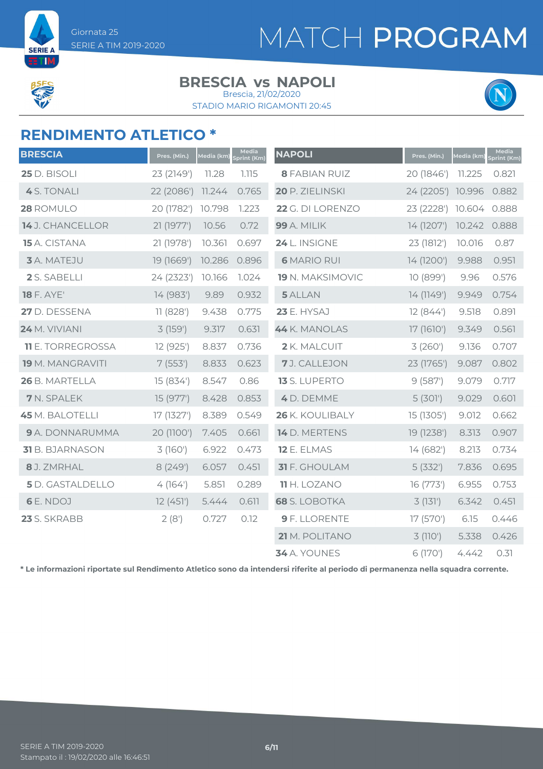Giornata 25
SERIE A TIM 2019-2020

# MATCH PROGRAM

## BRESCIA vs NAPOLI

Brescia, 21/02/2020
STADIO MARIO RIGAMONTI 20:45

## RENDIMENTO ATLETICO *

| BRESCIA | Pres. (Min.) | Media (km) | Media Sprint (Km) |
|---|---|---|---|
| **25** D. BISOLI | 23 (2149') | 11.28 | 1.115 |
| **4** S. TONALI | 22 (2086') | 11.244 | 0.765 |
| **28** ROMULO | 20 (1782') | 10.798 | 1.223 |
| **14** J. CHANCELLOR | 21 (1977') | 10.56 | 0.72 |
| **15** A. CISTANA | 21 (1978') | 10.361 | 0.697 |
| **3** A. MATEJU | 19 (1669') | 10.286 | 0.896 |
| **2** S. SABELLI | 24 (2323') | 10.166 | 1.024 |
| **18** F. AYE' | 14 (983') | 9.89 | 0.932 |
| **27** D. DESSENA | 11 (828') | 9.438 | 0.775 |
| **24** M. VIVIANI | 3 (159') | 9.317 | 0.631 |
| **11** E. TORREGROSSA | 12 (925') | 8.837 | 0.736 |
| **19** M. MANGRAVITI | 7 (553') | 8.833 | 0.623 |
| **26** B. MARTELLA | 15 (834') | 8.547 | 0.86 |
| **7** N. SPALEK | 15 (977') | 8.428 | 0.853 |
| **45** M. BALOTELLI | 17 (1327') | 8.389 | 0.549 |
| **9** A. DONNARUMMA | 20 (1100') | 7.405 | 0.661 |
| **31** B. BJARNASON | 3 (160') | 6.922 | 0.473 |
| **8** J. ZMRHAL | 8 (249') | 6.057 | 0.451 |
| **5** D. GASTALDELLO | 4 (164') | 5.851 | 0.289 |
| **6** E. NDOJ | 12 (451') | 5.444 | 0.611 |
| **23** S. SKRABB | 2 (8') | 0.727 | 0.12 |

| NAPOLI | Pres. (Min.) | Media (km) | Media Sprint (Km) |
|---|---|---|---|
| **8** FABIAN RUIZ | 20 (1846') | 11.225 | 0.821 |
| **20** P. ZIELINSKI | 24 (2205') | 10.996 | 0.882 |
| **22** G. DI LORENZO | 23 (2228') | 10.604 | 0.888 |
| **99** A. MILIK | 14 (1207') | 10.242 | 0.888 |
| **24** L. INSIGNE | 23 (1812') | 10.016 | 0.87 |
| **6** MARIO RUI | 14 (1200') | 9.988 | 0.951 |
| **19** N. MAKSIMOVIC | 10 (899') | 9.96 | 0.576 |
| **5** ALLAN | 14 (1149') | 9.949 | 0.754 |
| **23** E. HYSAJ | 12 (844') | 9.518 | 0.891 |
| **44** K. MANOLAS | 17 (1610') | 9.349 | 0.561 |
| **2** K. MALCUIT | 3 (260') | 9.136 | 0.707 |
| **7** J. CALLEJON | 23 (1765') | 9.087 | 0.802 |
| **13** S. LUPERTO | 9 (587') | 9.079 | 0.717 |
| **4** D. DEMME | 5 (301') | 9.029 | 0.601 |
| **26** K. KOULIBALY | 15 (1305') | 9.012 | 0.662 |
| **14** D. MERTENS | 19 (1238') | 8.313 | 0.907 |
| **12** E. ELMAS | 14 (682') | 8.213 | 0.734 |
| **31** F. GHOULAM | 5 (332') | 7.836 | 0.695 |
| **11** H. LOZANO | 16 (773') | 6.955 | 0.753 |
| **68** S. LOBOTKA | 3 (131') | 6.342 | 0.451 |
| **9** F. LLORENTE | 17 (570') | 6.15 | 0.446 |
| **21** M. POLITANO | 3 (110') | 5.338 | 0.426 |
| **34** A. YOUNES | 6 (170') | 4.442 | 0.31 |

**\* Le informazioni riportate sul Rendimento Atletico sono da intendersi riferite al periodo di permanenza nella squadra corrente.**

SERIE A TIM 2019-2020
Stampato il : 19/02/2020 alle 16:46:51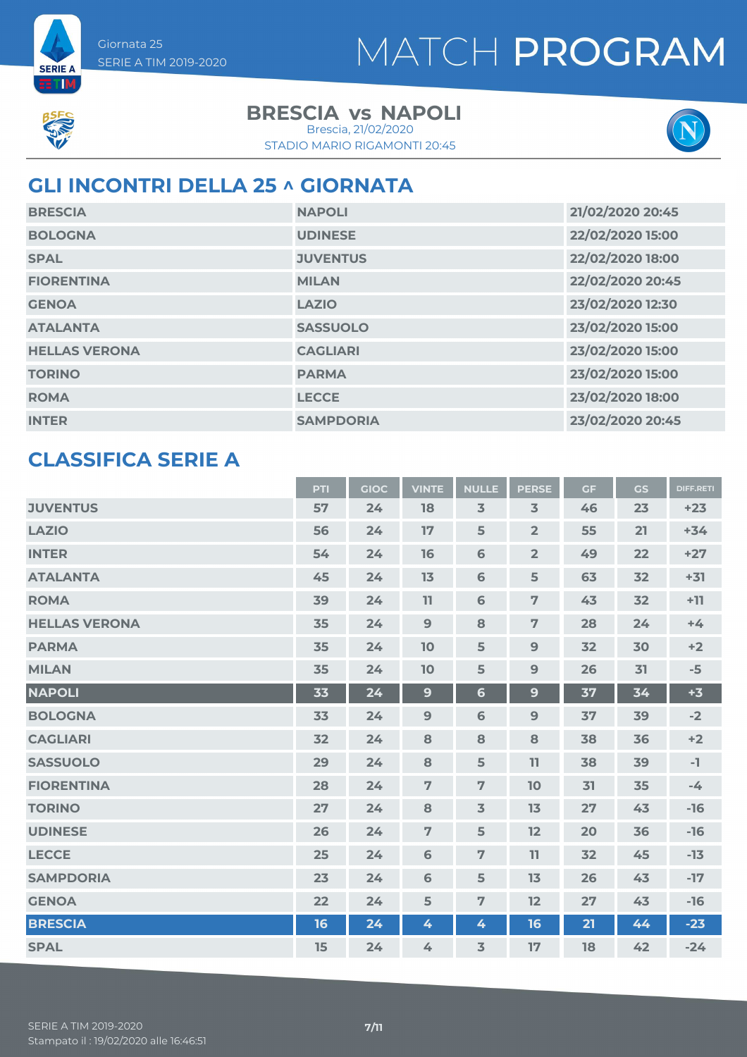Giornata 25
SERIE A TIM 2019-2020

# MATCH PROGRAM

**BRESCIA vs NAPOLI**
Brescia, 21/02/2020
STADIO MARIO RIGAMONTI 20:45

## GLI INCONTRI DELLA 25 ^ GIORNATA

| | | |
|---|---|---|
| BRESCIA | NAPOLI | 21/02/2020 20:45 |
| BOLOGNA | UDINESE | 22/02/2020 15:00 |
| SPAL | JUVENTUS | 22/02/2020 18:00 |
| FIORENTINA | MILAN | 22/02/2020 20:45 |
| GENOA | LAZIO | 23/02/2020 12:30 |
| ATALANTA | SASSUOLO | 23/02/2020 15:00 |
| HELLAS VERONA | CAGLIARI | 23/02/2020 15:00 |
| TORINO | PARMA | 23/02/2020 15:00 |
| ROMA | LECCE | 23/02/2020 18:00 |
| INTER | SAMPDORIA | 23/02/2020 20:45 |

## CLASSIFICA SERIE A

| | PTI | GIOC | VINTE | NULLE | PERSE | GF | GS | DIFF.RETI |
|---|---|---|---|---|---|---|---|---|
| JUVENTUS | 57 | 24 | 18 | 3 | 3 | 46 | 23 | +23 |
| LAZIO | 56 | 24 | 17 | 5 | 2 | 55 | 21 | +34 |
| INTER | 54 | 24 | 16 | 6 | 2 | 49 | 22 | +27 |
| ATALANTA | 45 | 24 | 13 | 6 | 5 | 63 | 32 | +31 |
| ROMA | 39 | 24 | 11 | 6 | 7 | 43 | 32 | +11 |
| HELLAS VERONA | 35 | 24 | 9 | 8 | 7 | 28 | 24 | +4 |
| PARMA | 35 | 24 | 10 | 5 | 9 | 32 | 30 | +2 |
| MILAN | 35 | 24 | 10 | 5 | 9 | 26 | 31 | -5 |
| NAPOLI | 33 | 24 | 9 | 6 | 9 | 37 | 34 | +3 |
| BOLOGNA | 33 | 24 | 9 | 6 | 9 | 37 | 39 | -2 |
| CAGLIARI | 32 | 24 | 8 | 8 | 8 | 38 | 36 | +2 |
| SASSUOLO | 29 | 24 | 8 | 5 | 11 | 38 | 39 | -1 |
| FIORENTINA | 28 | 24 | 7 | 7 | 10 | 31 | 35 | -4 |
| TORINO | 27 | 24 | 8 | 3 | 13 | 27 | 43 | -16 |
| UDINESE | 26 | 24 | 7 | 5 | 12 | 20 | 36 | -16 |
| LECCE | 25 | 24 | 6 | 7 | 11 | 32 | 45 | -13 |
| SAMPDORIA | 23 | 24 | 6 | 5 | 13 | 26 | 43 | -17 |
| GENOA | 22 | 24 | 5 | 7 | 12 | 27 | 43 | -16 |
| BRESCIA | 16 | 24 | 4 | 4 | 16 | 21 | 44 | -23 |
| SPAL | 15 | 24 | 4 | 3 | 17 | 18 | 42 | -24 |

SERIE A TIM 2019-2020
Stampato il : 19/02/2020 alle 16:46:51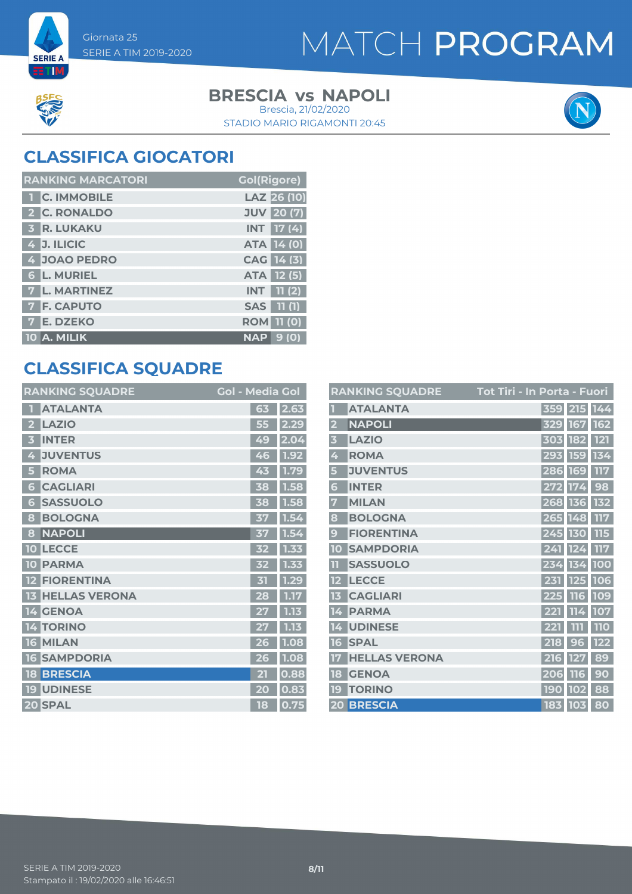Giornata 25

SERIE A TIM 2019-2020

# MATCH PROGRAM

## BRESCIA vs NAPOLI

Brescia, 21/02/2020

STADIO MARIO RIGAMONTI 20:45

## CLASSIFICA GIOCATORI

| RANKING MARCATORI | | | Gol(Rigore) |
|---|---|---|---|
| 1 | C. IMMOBILE | LAZ | 26 (10) |
| 2 | C. RONALDO | JUV | 20 (7) |
| 3 | R. LUKAKU | INT | 17 (4) |
| 4 | J. ILICIC | ATA | 14 (0) |
| 4 | JOAO PEDRO | CAG | 14 (3) |
| 6 | L. MURIEL | ATA | 12 (5) |
| 7 | L. MARTINEZ | INT | 11 (2) |
| 7 | F. CAPUTO | SAS | 11 (1) |
| 7 | E. DZEKO | ROM | 11 (0) |
| 10 | A. MILIK | NAP | 9 (0) |

## CLASSIFICA SQUADRE

| RANKING SQUADRE | | Gol | Media Gol |
|---|---|---|---|
| 1 | ATALANTA | 63 | 2.63 |
| 2 | LAZIO | 55 | 2.29 |
| 3 | INTER | 49 | 2.04 |
| 4 | JUVENTUS | 46 | 1.92 |
| 5 | ROMA | 43 | 1.79 |
| 6 | CAGLIARI | 38 | 1.58 |
| 6 | SASSUOLO | 38 | 1.58 |
| 8 | BOLOGNA | 37 | 1.54 |
| 8 | NAPOLI | 37 | 1.54 |
| 10 | LECCE | 32 | 1.33 |
| 10 | PARMA | 32 | 1.33 |
| 12 | FIORENTINA | 31 | 1.29 |
| 13 | HELLAS VERONA | 28 | 1.17 |
| 14 | GENOA | 27 | 1.13 |
| 14 | TORINO | 27 | 1.13 |
| 16 | MILAN | 26 | 1.08 |
| 16 | SAMPDORIA | 26 | 1.08 |
| 18 | BRESCIA | 21 | 0.88 |
| 19 | UDINESE | 20 | 0.83 |
| 20 | SPAL | 18 | 0.75 |

| RANKING SQUADRE | | Tot Tiri | In Porta | Fuori |
|---|---|---|---|---|
| 1 | ATALANTA | 359 | 215 | 144 |
| 2 | NAPOLI | 329 | 167 | 162 |
| 3 | LAZIO | 303 | 182 | 121 |
| 4 | ROMA | 293 | 159 | 134 |
| 5 | JUVENTUS | 286 | 169 | 117 |
| 6 | INTER | 272 | 174 | 98 |
| 7 | MILAN | 268 | 136 | 132 |
| 8 | BOLOGNA | 265 | 148 | 117 |
| 9 | FIORENTINA | 245 | 130 | 115 |
| 10 | SAMPDORIA | 241 | 124 | 117 |
| 11 | SASSUOLO | 234 | 134 | 100 |
| 12 | LECCE | 231 | 125 | 106 |
| 13 | CAGLIARI | 225 | 116 | 109 |
| 14 | PARMA | 221 | 114 | 107 |
| 14 | UDINESE | 221 | 111 | 110 |
| 16 | SPAL | 218 | 96 | 122 |
| 17 | HELLAS VERONA | 216 | 127 | 89 |
| 18 | GENOA | 206 | 116 | 90 |
| 19 | TORINO | 190 | 102 | 88 |
| 20 | BRESCIA | 183 | 103 | 80 |

SERIE A TIM 2019-2020

Stampato il : 19/02/2020 alle 16:46:51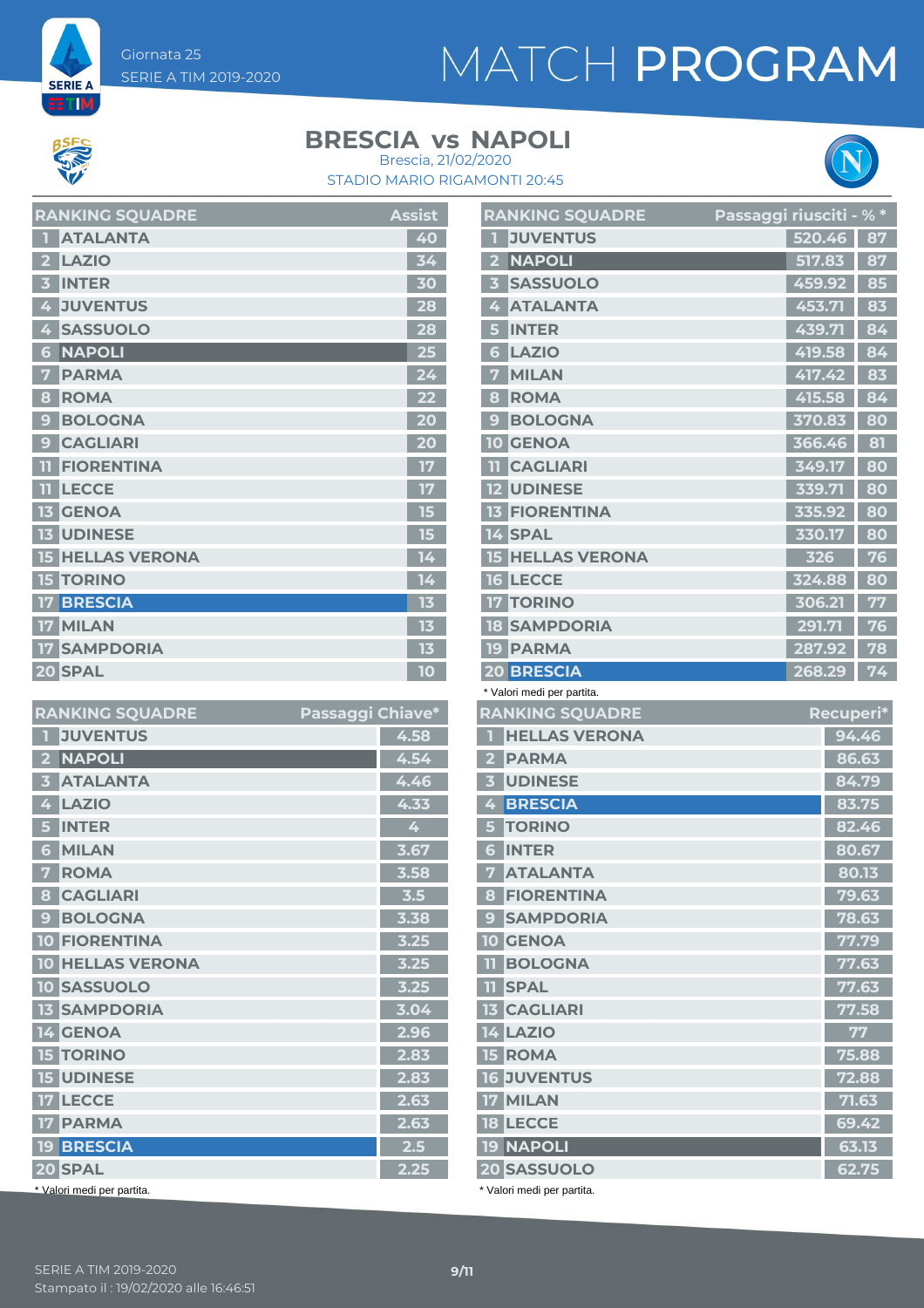Giornata 25
SERIE A TIM 2019-2020

# MATCH PROGRAM

## BRESCIA vs NAPOLI

Brescia, 21/02/2020
STADIO MARIO RIGAMONTI 20:45

| RANKING SQUADRE | | Assist |
|---|---|---|
| 1 | ATALANTA | 40 |
| 2 | LAZIO | 34 |
| 3 | INTER | 30 |
| 4 | JUVENTUS | 28 |
| 4 | SASSUOLO | 28 |
| 6 | NAPOLI | 25 |
| 7 | PARMA | 24 |
| 8 | ROMA | 22 |
| 9 | BOLOGNA | 20 |
| 9 | CAGLIARI | 20 |
| 11 | FIORENTINA | 17 |
| 11 | LECCE | 17 |
| 13 | GENOA | 15 |
| 13 | UDINESE | 15 |
| 15 | HELLAS VERONA | 14 |
| 15 | TORINO | 14 |
| 17 | BRESCIA | 13 |
| 17 | MILAN | 13 |
| 17 | SAMPDORIA | 13 |
| 20 | SPAL | 10 |

| RANKING SQUADRE | | Passaggi riusciti* | % * |
|---|---|---|---|
| 1 | JUVENTUS | 520.46 | 87 |
| 2 | NAPOLI | 517.83 | 87 |
| 3 | SASSUOLO | 459.92 | 85 |
| 4 | ATALANTA | 453.71 | 83 |
| 5 | INTER | 439.71 | 84 |
| 6 | LAZIO | 419.58 | 84 |
| 7 | MILAN | 417.42 | 83 |
| 8 | ROMA | 415.58 | 84 |
| 9 | BOLOGNA | 370.83 | 80 |
| 10 | GENOA | 366.46 | 81 |
| 11 | CAGLIARI | 349.17 | 80 |
| 12 | UDINESE | 339.71 | 80 |
| 13 | FIORENTINA | 335.92 | 80 |
| 14 | SPAL | 330.17 | 80 |
| 15 | HELLAS VERONA | 326 | 76 |
| 16 | LECCE | 324.88 | 80 |
| 17 | TORINO | 306.21 | 77 |
| 18 | SAMPDORIA | 291.71 | 76 |
| 19 | PARMA | 287.92 | 78 |
| 20 | BRESCIA | 268.29 | 74 |

* Valori medi per partita.

| RANKING SQUADRE | | Passaggi Chiave* |
|---|---|---|
| 1 | JUVENTUS | 4.58 |
| 2 | NAPOLI | 4.54 |
| 3 | ATALANTA | 4.46 |
| 4 | LAZIO | 4.33 |
| 5 | INTER | 4 |
| 6 | MILAN | 3.67 |
| 7 | ROMA | 3.58 |
| 8 | CAGLIARI | 3.5 |
| 9 | BOLOGNA | 3.38 |
| 10 | FIORENTINA | 3.25 |
| 10 | HELLAS VERONA | 3.25 |
| 10 | SASSUOLO | 3.25 |
| 13 | SAMPDORIA | 3.04 |
| 14 | GENOA | 2.96 |
| 15 | TORINO | 2.83 |
| 15 | UDINESE | 2.83 |
| 17 | LECCE | 2.63 |
| 17 | PARMA | 2.63 |
| 19 | BRESCIA | 2.5 |
| 20 | SPAL | 2.25 |

* Valori medi per partita.

| RANKING SQUADRE | | Recuperi* |
|---|---|---|
| 1 | HELLAS VERONA | 94.46 |
| 2 | PARMA | 86.63 |
| 3 | UDINESE | 84.79 |
| 4 | BRESCIA | 83.75 |
| 5 | TORINO | 82.46 |
| 6 | INTER | 80.67 |
| 7 | ATALANTA | 80.13 |
| 8 | FIORENTINA | 79.63 |
| 9 | SAMPDORIA | 78.63 |
| 10 | GENOA | 77.79 |
| 11 | BOLOGNA | 77.63 |
| 11 | SPAL | 77.63 |
| 13 | CAGLIARI | 77.58 |
| 14 | LAZIO | 77 |
| 15 | ROMA | 75.88 |
| 16 | JUVENTUS | 72.88 |
| 17 | MILAN | 71.63 |
| 18 | LECCE | 69.42 |
| 19 | NAPOLI | 63.13 |
| 20 | SASSUOLO | 62.75 |

* Valori medi per partita.

SERIE A TIM 2019-2020
Stampato il : 19/02/2020 alle 16:46:51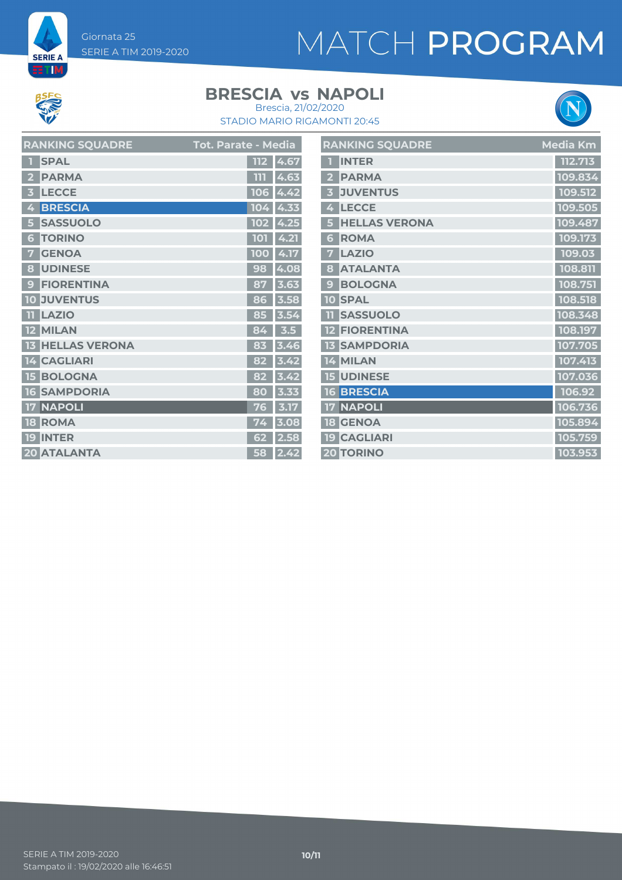Giornata 25
SERIE A TIM 2019-2020

# MATCH PROGRAM

## BRESCIA vs NAPOLI

Brescia, 21/02/2020
STADIO MARIO RIGAMONTI 20:45

| RANKING SQUADRE | | Tot. Parate | Media |
|---|---|---|---|
| 1 | SPAL | 112 | 4.67 |
| 2 | PARMA | 111 | 4.63 |
| 3 | LECCE | 106 | 4.42 |
| 4 | BRESCIA | 104 | 4.33 |
| 5 | SASSUOLO | 102 | 4.25 |
| 6 | TORINO | 101 | 4.21 |
| 7 | GENOA | 100 | 4.17 |
| 8 | UDINESE | 98 | 4.08 |
| 9 | FIORENTINA | 87 | 3.63 |
| 10 | JUVENTUS | 86 | 3.58 |
| 11 | LAZIO | 85 | 3.54 |
| 12 | MILAN | 84 | 3.5 |
| 13 | HELLAS VERONA | 83 | 3.46 |
| 14 | CAGLIARI | 82 | 3.42 |
| 15 | BOLOGNA | 82 | 3.42 |
| 16 | SAMPDORIA | 80 | 3.33 |
| 17 | NAPOLI | 76 | 3.17 |
| 18 | ROMA | 74 | 3.08 |
| 19 | INTER | 62 | 2.58 |
| 20 | ATALANTA | 58 | 2.42 |

| RANKING SQUADRE | | Media Km |
|---|---|---|
| 1 | INTER | 112.713 |
| 2 | PARMA | 109.834 |
| 3 | JUVENTUS | 109.512 |
| 4 | LECCE | 109.505 |
| 5 | HELLAS VERONA | 109.487 |
| 6 | ROMA | 109.173 |
| 7 | LAZIO | 109.03 |
| 8 | ATALANTA | 108.811 |
| 9 | BOLOGNA | 108.751 |
| 10 | SPAL | 108.518 |
| 11 | SASSUOLO | 108.348 |
| 12 | FIORENTINA | 108.197 |
| 13 | SAMPDORIA | 107.705 |
| 14 | MILAN | 107.413 |
| 15 | UDINESE | 107.036 |
| 16 | BRESCIA | 106.92 |
| 17 | NAPOLI | 106.736 |
| 18 | GENOA | 105.894 |
| 19 | CAGLIARI | 105.759 |
| 20 | TORINO | 103.953 |

SERIE A TIM 2019-2020
Stampato il : 19/02/2020 alle 16:46:51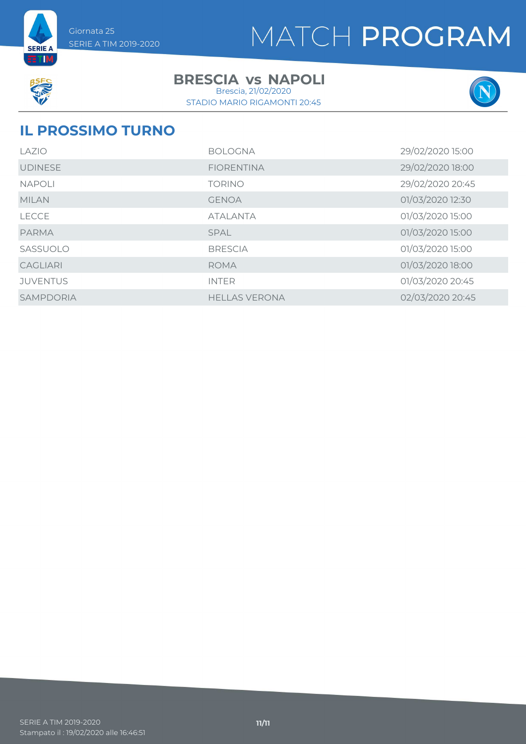Giornata 25
SERIE A TIM 2019-2020

# MATCH PROGRAM

## BRESCIA vs NAPOLI

Brescia, 21/02/2020
STADIO MARIO RIGAMONTI 20:45

## IL PROSSIMO TURNO

| | | |
|---|---|---|
| LAZIO | BOLOGNA | 29/02/2020 15:00 |
| UDINESE | FIORENTINA | 29/02/2020 18:00 |
| NAPOLI | TORINO | 29/02/2020 20:45 |
| MILAN | GENOA | 01/03/2020 12:30 |
| LECCE | ATALANTA | 01/03/2020 15:00 |
| PARMA | SPAL | 01/03/2020 15:00 |
| SASSUOLO | BRESCIA | 01/03/2020 15:00 |
| CAGLIARI | ROMA | 01/03/2020 18:00 |
| JUVENTUS | INTER | 01/03/2020 20:45 |
| SAMPDORIA | HELLAS VERONA | 02/03/2020 20:45 |

SERIE A TIM 2019-2020
Stampato il : 19/02/2020 alle 16:46:51